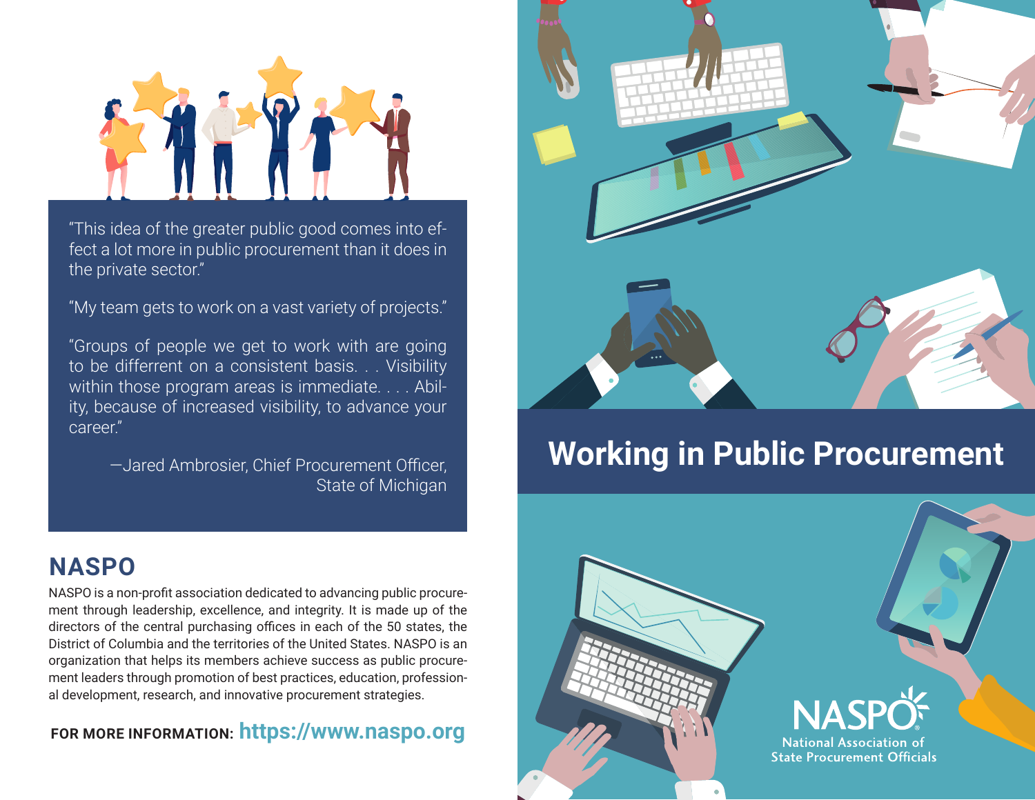“This idea of the greater public good comes into effect a lot more in public procurement than it does in the private sector.”

“My team gets to work on a vast variety of projects.”

“Groups of people we get to work with are going to be differrent on a consistent basis. . . Visibility within those program areas is immediate. . . . Ability, because of increased visibility, to advance your career.”

—Jared Ambrosier, Chief Procurement Officer, State of Michigan

## NASPO

NASPO is a non-profit association dedicated to advancing public procurement through leadership, excellence, and integrity. It is made up of the directors of the central purchasing offices in each of the 50 states, the District of Columbia and the territories of the United States. NASPO is an organization that helps its members achieve success as public procurement leaders through promotion of best practices, education, professional development, research, and innovative procurement strategies.

**FOR MORE INFORMATION:** **https://www.naspo.org**

# Working in Public Procurement

NASPO
National Association of State Procurement Officials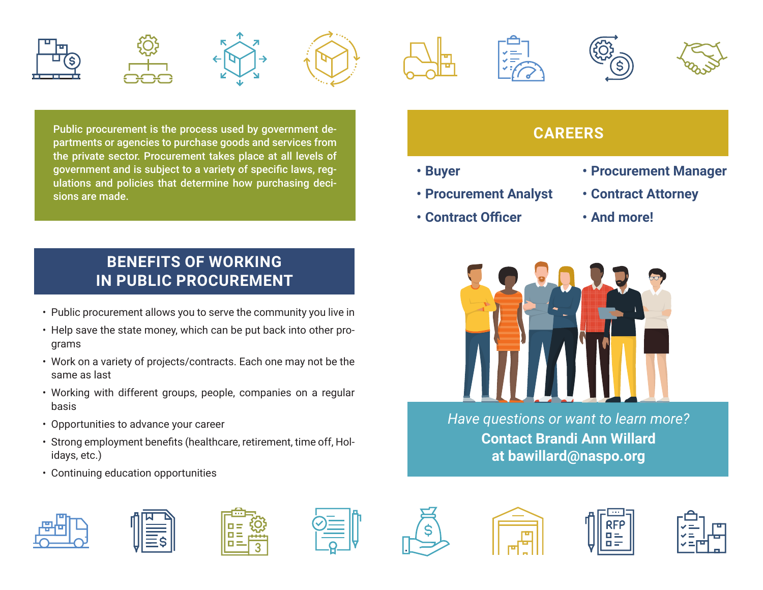Public procurement is the process used by government departments or agencies to purchase goods and services from the private sector. Procurement takes place at all levels of government and is subject to a variety of specific laws, regulations and policies that determine how purchasing decisions are made.

## BENEFITS OF WORKING IN PUBLIC PROCUREMENT

- Public procurement allows you to serve the community you live in
- Help save the state money, which can be put back into other programs
- Work on a variety of projects/contracts. Each one may not be the same as last
- Working with different groups, people, companies on a regular basis
- Opportunities to advance your career
- Strong employment benefits (healthcare, retirement, time off, Holidays, etc.)
- Continuing education opportunities

## CAREERS

- **Buyer**
- **Procurement Analyst**
- **Contract Officer**
- **Procurement Manager**
- **Contract Attorney**
- **And more!**

*Have questions or want to learn more?*

**Contact Brandi Ann Willard at bawillard@naspo.org**